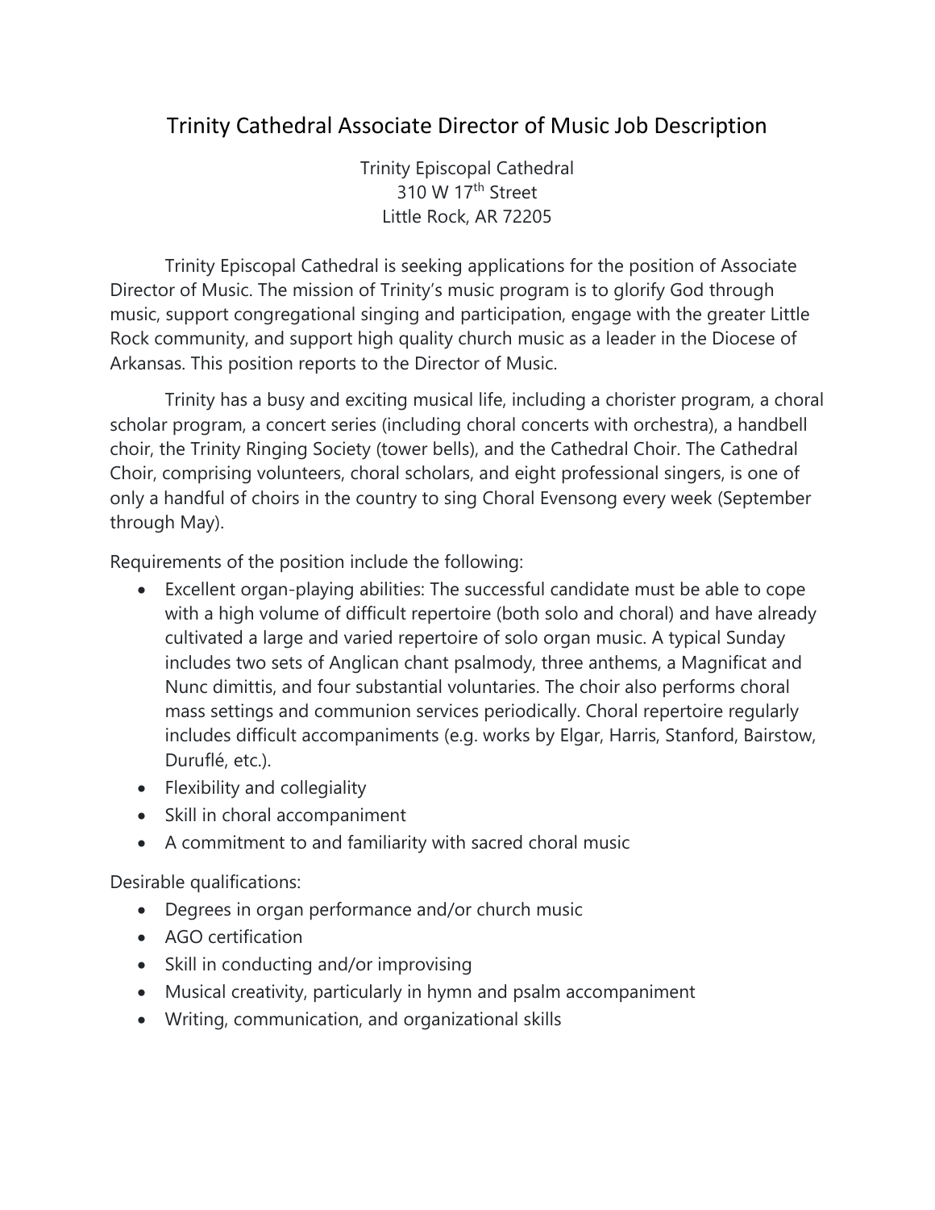# Trinity Cathedral Associate Director of Music Job Description

Trinity Episcopal Cathedral
310 W 17th Street
Little Rock, AR 72205

Trinity Episcopal Cathedral is seeking applications for the position of Associate Director of Music. The mission of Trinity's music program is to glorify God through music, support congregational singing and participation, engage with the greater Little Rock community, and support high quality church music as a leader in the Diocese of Arkansas. This position reports to the Director of Music.

Trinity has a busy and exciting musical life, including a chorister program, a choral scholar program, a concert series (including choral concerts with orchestra), a handbell choir, the Trinity Ringing Society (tower bells), and the Cathedral Choir. The Cathedral Choir, comprising volunteers, choral scholars, and eight professional singers, is one of only a handful of choirs in the country to sing Choral Evensong every week (September through May).

Requirements of the position include the following:

- Excellent organ-playing abilities: The successful candidate must be able to cope with a high volume of difficult repertoire (both solo and choral) and have already cultivated a large and varied repertoire of solo organ music. A typical Sunday includes two sets of Anglican chant psalmody, three anthems, a Magnificat and Nunc dimittis, and four substantial voluntaries. The choir also performs choral mass settings and communion services periodically. Choral repertoire regularly includes difficult accompaniments (e.g. works by Elgar, Harris, Stanford, Bairstow, Duruflé, etc.).
- Flexibility and collegiality
- Skill in choral accompaniment
- A commitment to and familiarity with sacred choral music

Desirable qualifications:

- Degrees in organ performance and/or church music
- AGO certification
- Skill in conducting and/or improvising
- Musical creativity, particularly in hymn and psalm accompaniment
- Writing, communication, and organizational skills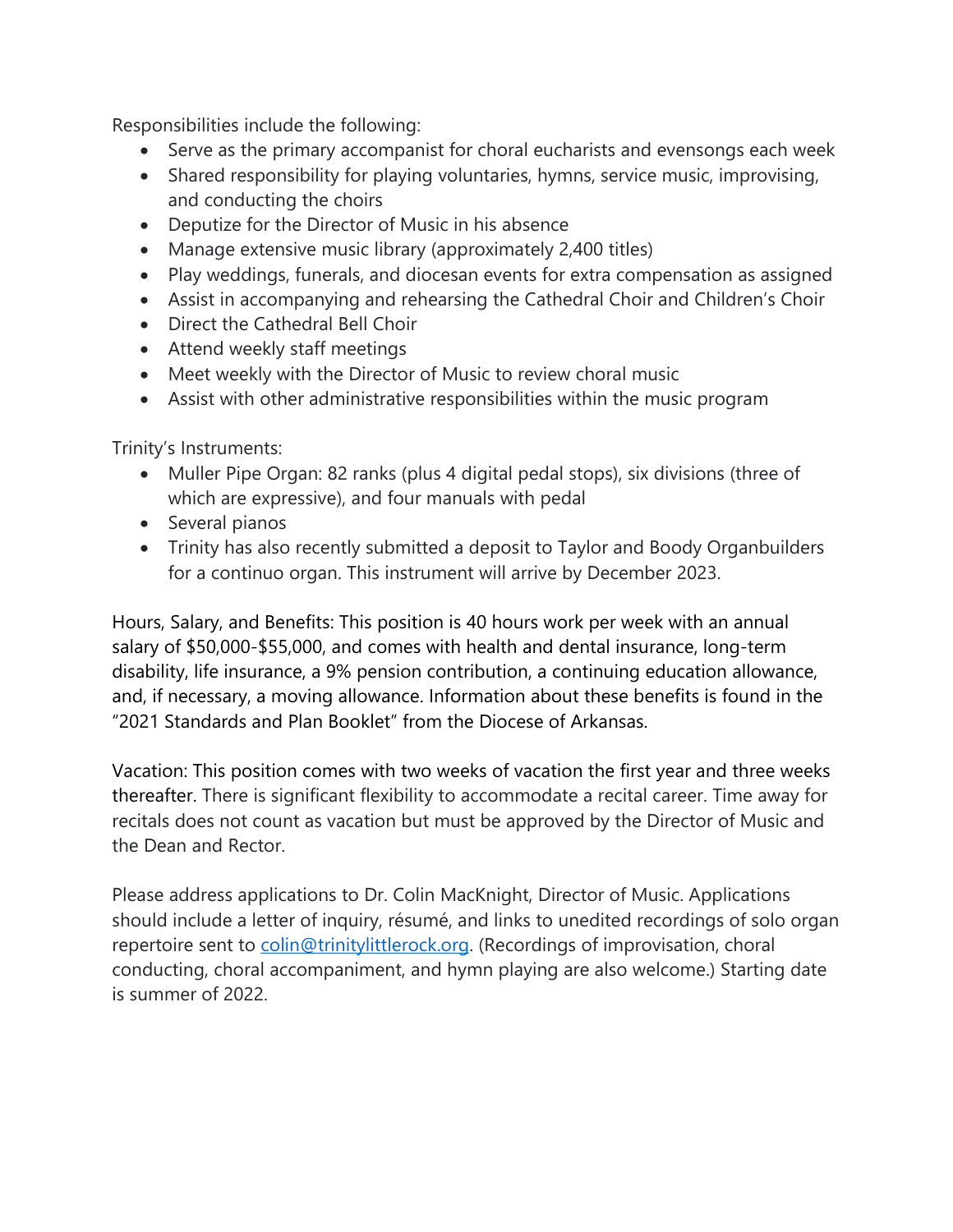Responsibilities include the following:

- Serve as the primary accompanist for choral eucharists and evensongs each week
- Shared responsibility for playing voluntaries, hymns, service music, improvising, and conducting the choirs
- Deputize for the Director of Music in his absence
- Manage extensive music library (approximately 2,400 titles)
- Play weddings, funerals, and diocesan events for extra compensation as assigned
- Assist in accompanying and rehearsing the Cathedral Choir and Children's Choir
- Direct the Cathedral Bell Choir
- Attend weekly staff meetings
- Meet weekly with the Director of Music to review choral music
- Assist with other administrative responsibilities within the music program

Trinity's Instruments:

- Muller Pipe Organ: 82 ranks (plus 4 digital pedal stops), six divisions (three of which are expressive), and four manuals with pedal
- Several pianos
- Trinity has also recently submitted a deposit to Taylor and Boody Organbuilders for a continuo organ. This instrument will arrive by December 2023.

Hours, Salary, and Benefits: This position is 40 hours work per week with an annual salary of $50,000-$55,000, and comes with health and dental insurance, long-term disability, life insurance, a 9% pension contribution, a continuing education allowance, and, if necessary, a moving allowance. Information about these benefits is found in the "2021 Standards and Plan Booklet" from the Diocese of Arkansas.

Vacation: This position comes with two weeks of vacation the first year and three weeks thereafter. There is significant flexibility to accommodate a recital career. Time away for recitals does not count as vacation but must be approved by the Director of Music and the Dean and Rector.

Please address applications to Dr. Colin MacKnight, Director of Music. Applications should include a letter of inquiry, résumé, and links to unedited recordings of solo organ repertoire sent to colin@trinitylittlerock.org. (Recordings of improvisation, choral conducting, choral accompaniment, and hymn playing are also welcome.) Starting date is summer of 2022.